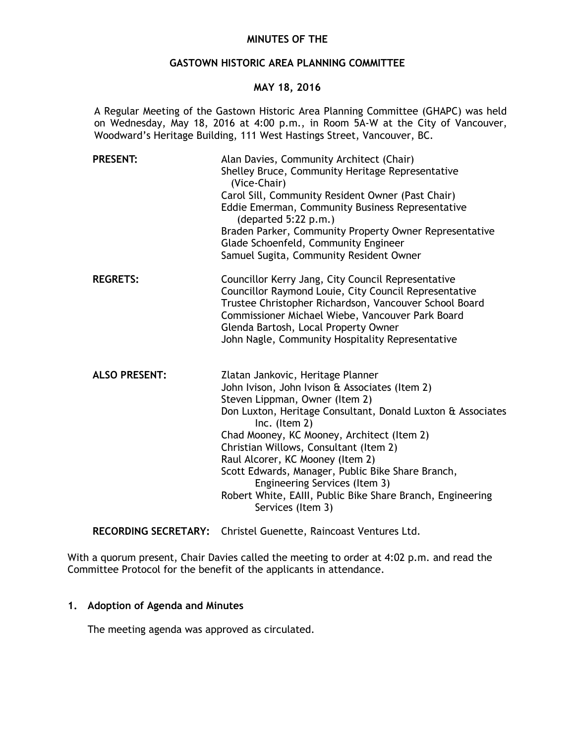# MINUTES OF THE

## GASTOWN HISTORIC AREA PLANNING COMMITTEE

## MAY 18, 2016

A Regular Meeting of the Gastown Historic Area Planning Committee (GHAPC) was held on Wednesday, May 18, 2016 at 4:00 p.m., in Room 5A-W at the City of Vancouver, Woodward's Heritage Building, 111 West Hastings Street, Vancouver, BC.

**PRESENT:**
Alan Davies, Community Architect (Chair)
Shelley Bruce, Community Heritage Representative (Vice-Chair)
Carol Sill, Community Resident Owner (Past Chair)
Eddie Emerman, Community Business Representative (departed 5:22 p.m.)
Braden Parker, Community Property Owner Representative
Glade Schoenfeld, Community Engineer
Samuel Sugita, Community Resident Owner

**REGRETS:**
Councillor Kerry Jang, City Council Representative
Councillor Raymond Louie, City Council Representative
Trustee Christopher Richardson, Vancouver School Board
Commissioner Michael Wiebe, Vancouver Park Board
Glenda Bartosh, Local Property Owner
John Nagle, Community Hospitality Representative

**ALSO PRESENT:**
Zlatan Jankovic, Heritage Planner
John Ivison, John Ivison & Associates (Item 2)
Steven Lippman, Owner (Item 2)
Don Luxton, Heritage Consultant, Donald Luxton & Associates Inc. (Item 2)
Chad Mooney, KC Mooney, Architect (Item 2)
Christian Willows, Consultant (Item 2)
Raul Alcorer, KC Mooney (Item 2)
Scott Edwards, Manager, Public Bike Share Branch, Engineering Services (Item 3)
Robert White, EAIII, Public Bike Share Branch, Engineering Services (Item 3)

**RECORDING SECRETARY:** Christel Guenette, Raincoast Ventures Ltd.

With a quorum present, Chair Davies called the meeting to order at 4:02 p.m. and read the Committee Protocol for the benefit of the applicants in attendance.

### 1. Adoption of Agenda and Minutes

The meeting agenda was approved as circulated.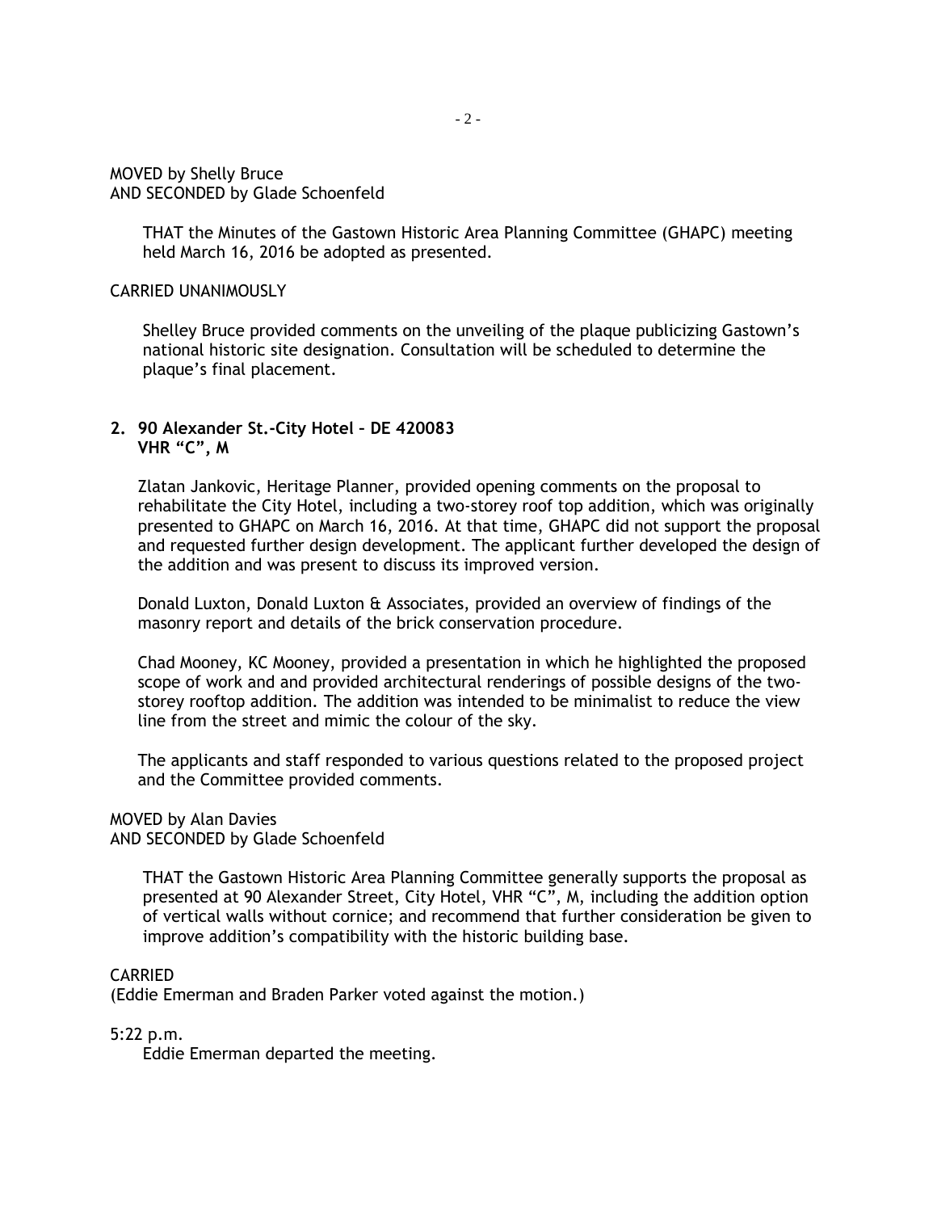MOVED by Shelly Bruce
AND SECONDED by Glade Schoenfeld

> THAT the Minutes of the Gastown Historic Area Planning Committee (GHAPC) meeting held March 16, 2016 be adopted as presented.

CARRIED UNANIMOUSLY

> Shelley Bruce provided comments on the unveiling of the plaque publicizing Gastown's national historic site designation. Consultation will be scheduled to determine the plaque's final placement.

**2. 90 Alexander St.-City Hotel – DE 420083**
**VHR "C", M**

Zlatan Jankovic, Heritage Planner, provided opening comments on the proposal to rehabilitate the City Hotel, including a two-storey roof top addition, which was originally presented to GHAPC on March 16, 2016. At that time, GHAPC did not support the proposal and requested further design development. The applicant further developed the design of the addition and was present to discuss its improved version.

Donald Luxton, Donald Luxton & Associates, provided an overview of findings of the masonry report and details of the brick conservation procedure.

Chad Mooney, KC Mooney, provided a presentation in which he highlighted the proposed scope of work and and provided architectural renderings of possible designs of the two-storey rooftop addition. The addition was intended to be minimalist to reduce the view line from the street and mimic the colour of the sky.

The applicants and staff responded to various questions related to the proposed project and the Committee provided comments.

MOVED by Alan Davies
AND SECONDED by Glade Schoenfeld

> THAT the Gastown Historic Area Planning Committee generally supports the proposal as presented at 90 Alexander Street, City Hotel, VHR "C", M, including the addition option of vertical walls without cornice; and recommend that further consideration be given to improve addition's compatibility with the historic building base.

CARRIED
(Eddie Emerman and Braden Parker voted against the motion.)

5:22 p.m.
Eddie Emerman departed the meeting.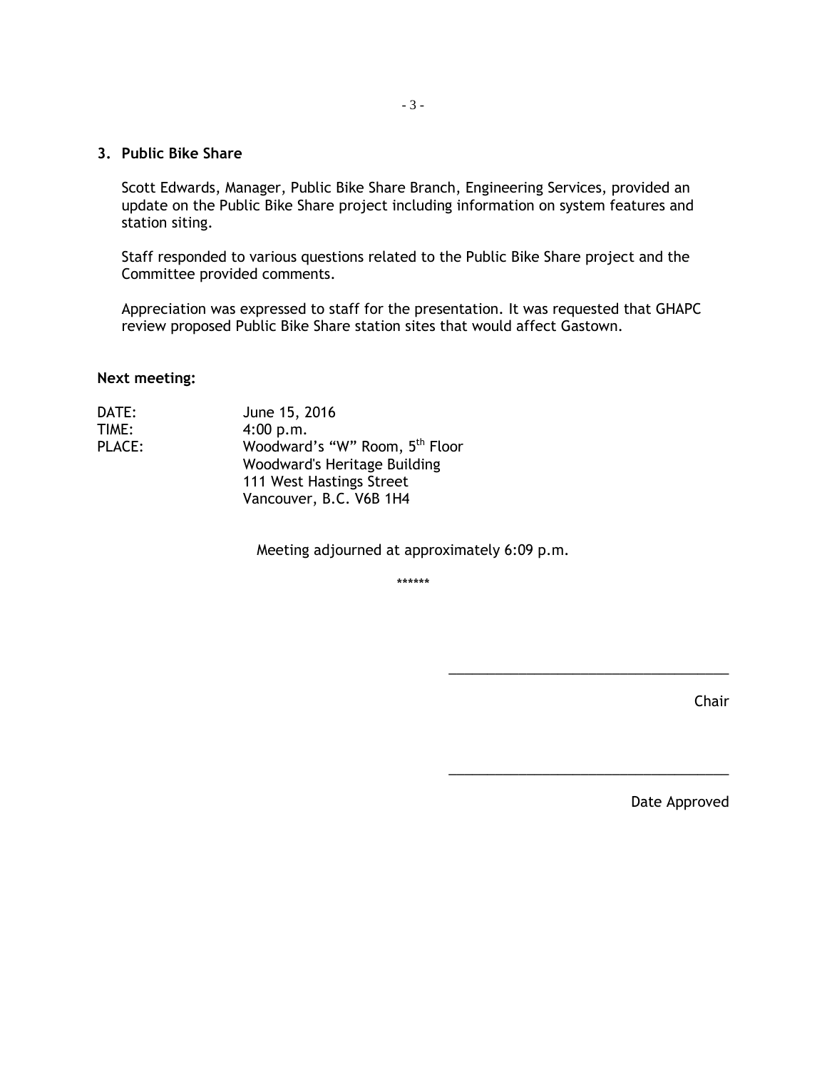### 3. Public Bike Share

Scott Edwards, Manager, Public Bike Share Branch, Engineering Services, provided an update on the Public Bike Share project including information on system features and station siting.

Staff responded to various questions related to the Public Bike Share project and the Committee provided comments.

Appreciation was expressed to staff for the presentation. It was requested that GHAPC review proposed Public Bike Share station sites that would affect Gastown.

**Next meeting:**

| | |
|---|---|
| DATE: | June 15, 2016 |
| TIME: | 4:00 p.m. |
| PLACE: | Woodward's "W" Room, 5th Floor<br>Woodward's Heritage Building<br>111 West Hastings Street<br>Vancouver, B.C. V6B 1H4 |

Meeting adjourned at approximately 6:09 p.m.

******

\_\_\_\_\_\_\_\_\_\_\_\_\_\_\_\_\_\_\_\_\_\_\_\_\_\_\_\_\_\_\_\_\_\_\_\_

Chair

\_\_\_\_\_\_\_\_\_\_\_\_\_\_\_\_\_\_\_\_\_\_\_\_\_\_\_\_\_\_\_\_\_\_\_\_

Date Approved